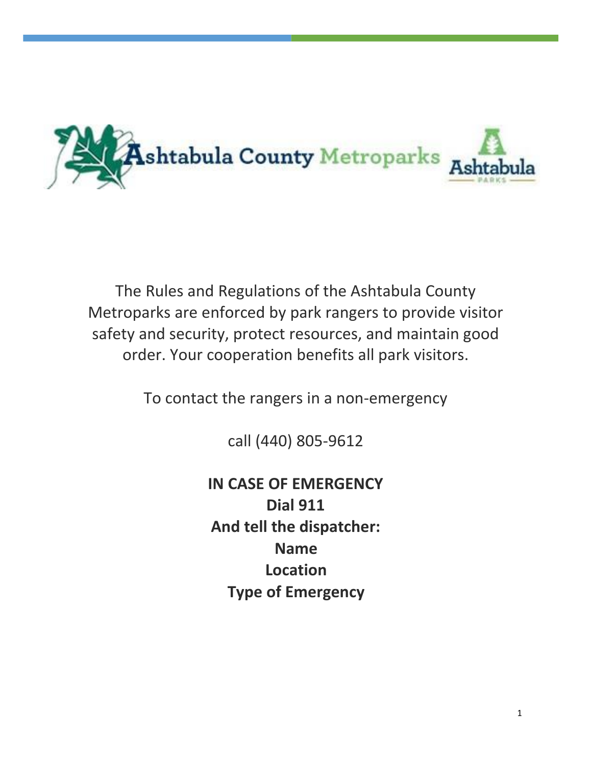Ashtabula County Metroparks

The Rules and Regulations of the Ashtabula County Metroparks are enforced by park rangers to provide visitor safety and security, protect resources, and maintain good order. Your cooperation benefits all park visitors.

To contact the rangers in a non-emergency

call (440) 805-9612

**IN CASE OF EMERGENCY**
**Dial 911**
**And tell the dispatcher:**
**Name**
**Location**
**Type of Emergency**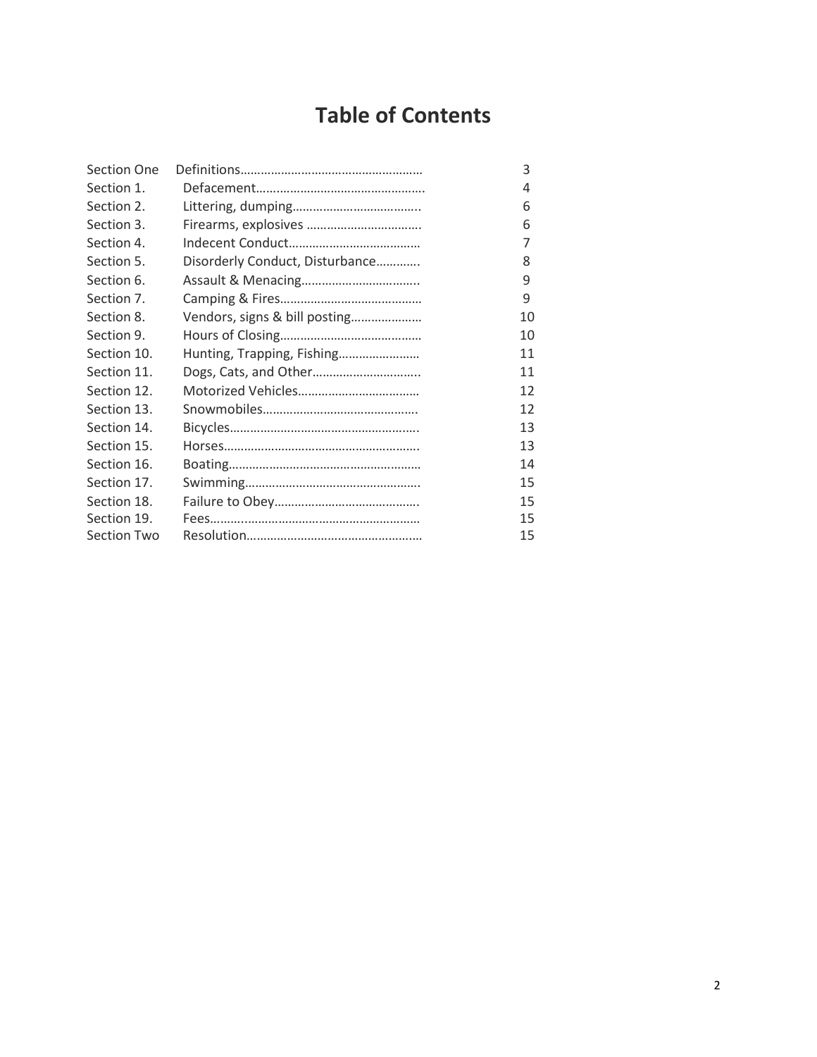# Table of Contents

| | | |
|---|---|---|
| Section One | Definitions………………………………………………. | 3 |
| Section 1. | Defacement…………………………………………. | 4 |
| Section 2. | Littering, dumping……………………………….. | 6 |
| Section 3. | Firearms, explosives …………………………….. | 6 |
| Section 4. | Indecent Conduct………………………………… | 7 |
| Section 5. | Disorderly Conduct, Disturbance………… | 8 |
| Section 6. | Assault & Menacing…………………………….. | 9 |
| Section 7. | Camping & Fires…………………………………… | 9 |
| Section 8. | Vendors, signs & bill posting……………….. | 10 |
| Section 9. | Hours of Closing…………………………………… | 10 |
| Section 10. | Hunting, Trapping, Fishing…………………… | 11 |
| Section 11. | Dogs, Cats, and Other………………………….. | 11 |
| Section 12. | Motorized Vehicles……………………………… | 12 |
| Section 13. | Snowmobiles……………………………………… | 12 |
| Section 14. | Bicycles………………………………………………. | 13 |
| Section 15. | Horses………………………………………………. | 13 |
| Section 16. | Boating……………………………………………… | 14 |
| Section 17. | Swimming…………………………………………. | 15 |
| Section 18. | Failure to Obey……………………………………. | 15 |
| Section 19. | Fees……………………………………………………. | 15 |
| Section Two | Resolution…………………………………………… | 15 |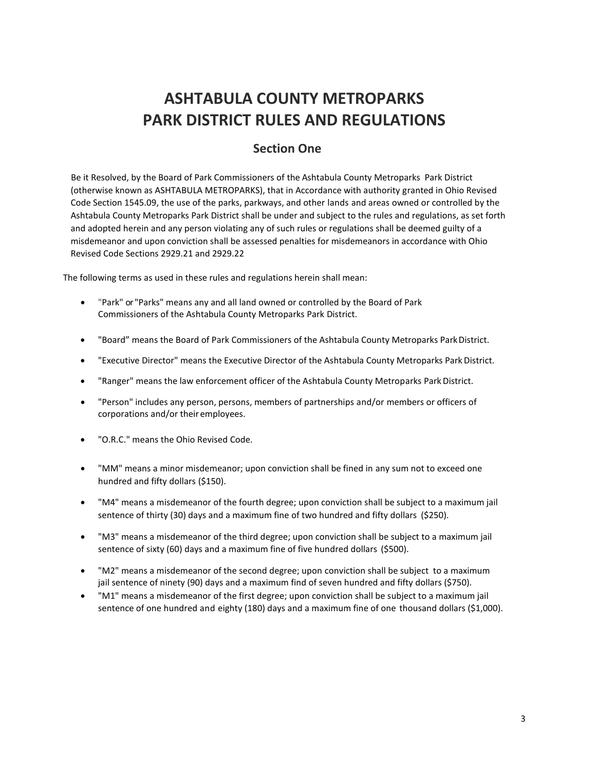# ASHTABULA COUNTY METROPARKS
# PARK DISTRICT RULES AND REGULATIONS

## Section One

Be it Resolved, by the Board of Park Commissioners of the Ashtabula County Metroparks Park District (otherwise known as ASHTABULA METROPARKS), that in Accordance with authority granted in Ohio Revised Code Section 1545.09, the use of the parks, parkways, and other lands and areas owned or controlled by the Ashtabula County Metroparks Park District shall be under and subject to the rules and regulations, as set forth and adopted herein and any person violating any of such rules or regulations shall be deemed guilty of a misdemeanor and upon conviction shall be assessed penalties for misdemeanors in accordance with Ohio Revised Code Sections 2929.21 and 2929.22

The following terms as used in these rules and regulations herein shall mean:

- "Park" or "Parks" means any and all land owned or controlled by the Board of Park Commissioners of the Ashtabula County Metroparks Park District.
- "Board" means the Board of Park Commissioners of the Ashtabula County Metroparks Park District.
- "Executive Director" means the Executive Director of the Ashtabula County Metroparks Park District.
- "Ranger" means the law enforcement officer of the Ashtabula County Metroparks Park District.
- "Person" includes any person, persons, members of partnerships and/or members or officers of corporations and/or their employees.
- "O.R.C." means the Ohio Revised Code.
- "MM" means a minor misdemeanor; upon conviction shall be fined in any sum not to exceed one hundred and fifty dollars ($150).
- "M4" means a misdemeanor of the fourth degree; upon conviction shall be subject to a maximum jail sentence of thirty (30) days and a maximum fine of two hundred and fifty dollars ($250).
- "M3" means a misdemeanor of the third degree; upon conviction shall be subject to a maximum jail sentence of sixty (60) days and a maximum fine of five hundred dollars ($500).
- "M2" means a misdemeanor of the second degree; upon conviction shall be subject to a maximum jail sentence of ninety (90) days and a maximum find of seven hundred and fifty dollars ($750).
- "M1" means a misdemeanor of the first degree; upon conviction shall be subject to a maximum jail sentence of one hundred and eighty (180) days and a maximum fine of one thousand dollars ($1,000).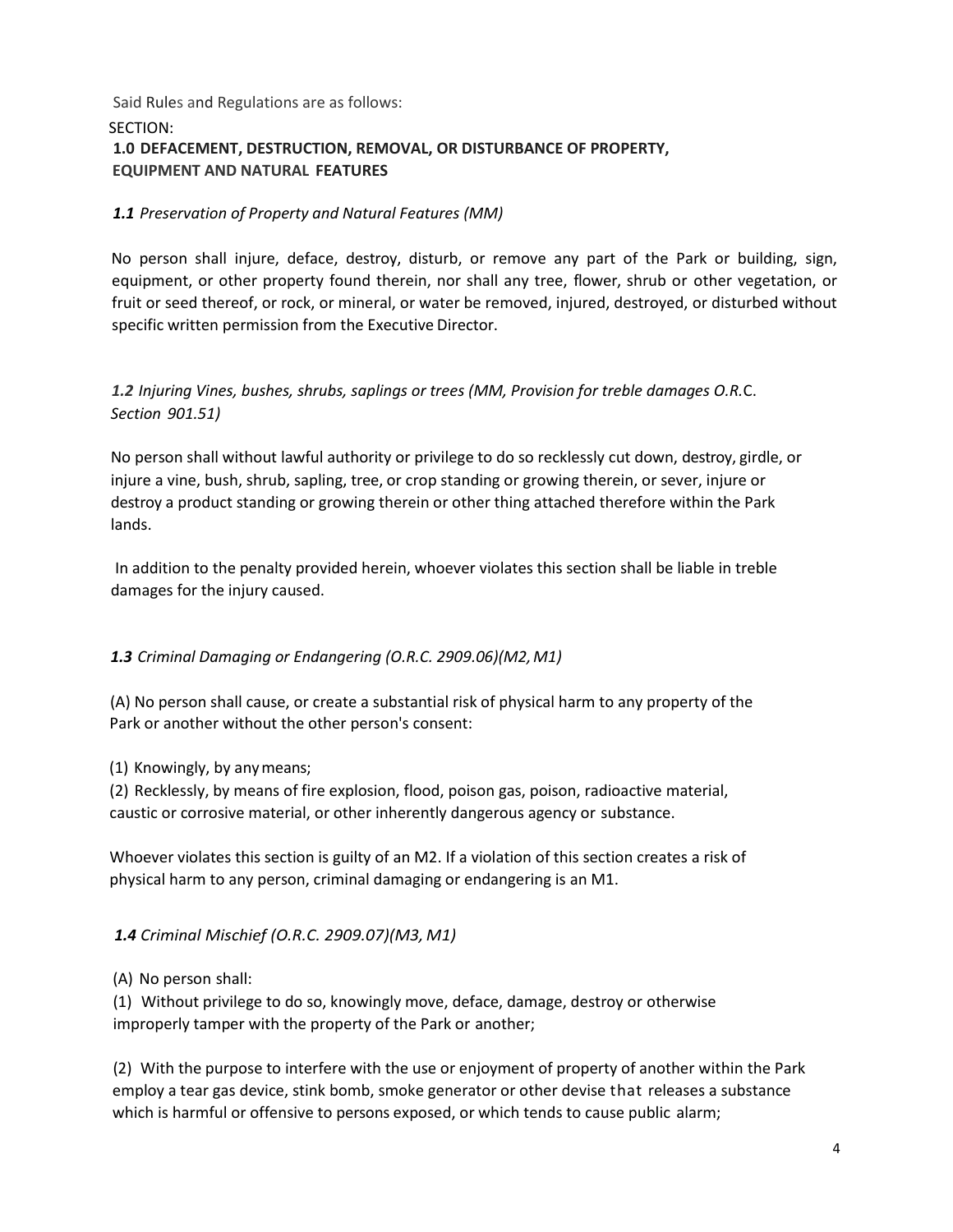Said Rules and Regulations are as follows:

SECTION:

**1.0 DEFACEMENT, DESTRUCTION, REMOVAL, OR DISTURBANCE OF PROPERTY, EQUIPMENT AND NATURAL FEATURES**

***1.1*** *Preservation of Property and Natural Features (MM)*

No person shall injure, deface, destroy, disturb, or remove any part of the Park or building, sign, equipment, or other property found therein, nor shall any tree, flower, shrub or other vegetation, or fruit or seed thereof, or rock, or mineral, or water be removed, injured, destroyed, or disturbed without specific written permission from the Executive Director.

***1.2*** *Injuring Vines, bushes, shrubs, saplings or trees (MM, Provision for treble damages O.R.*C. *Section 901.51)*

No person shall without lawful authority or privilege to do so recklessly cut down, destroy, girdle, or injure a vine, bush, shrub, sapling, tree, or crop standing or growing therein, or sever, injure or destroy a product standing or growing therein or other thing attached therefore within the Park lands.

In addition to the penalty provided herein, whoever violates this section shall be liable in treble damages for the injury caused.

***1.3*** *Criminal Damaging or Endangering (O.R.C. 2909.06)(M2, M1)*

(A) No person shall cause, or create a substantial risk of physical harm to any property of the Park or another without the other person's consent:

(1) Knowingly, by any means;

(2) Recklessly, by means of fire explosion, flood, poison gas, poison, radioactive material, caustic or corrosive material, or other inherently dangerous agency or substance.

Whoever violates this section is guilty of an M2. If a violation of this section creates a risk of physical harm to any person, criminal damaging or endangering is an M1.

***1.4*** *Criminal Mischief (O.R.C. 2909.07)(M3, M1)*

(A) No person shall:

(1) Without privilege to do so, knowingly move, deface, damage, destroy or otherwise improperly tamper with the property of the Park or another;

(2) With the purpose to interfere with the use or enjoyment of property of another within the Park employ a tear gas device, stink bomb, smoke generator or other devise that releases a substance which is harmful or offensive to persons exposed, or which tends to cause public alarm;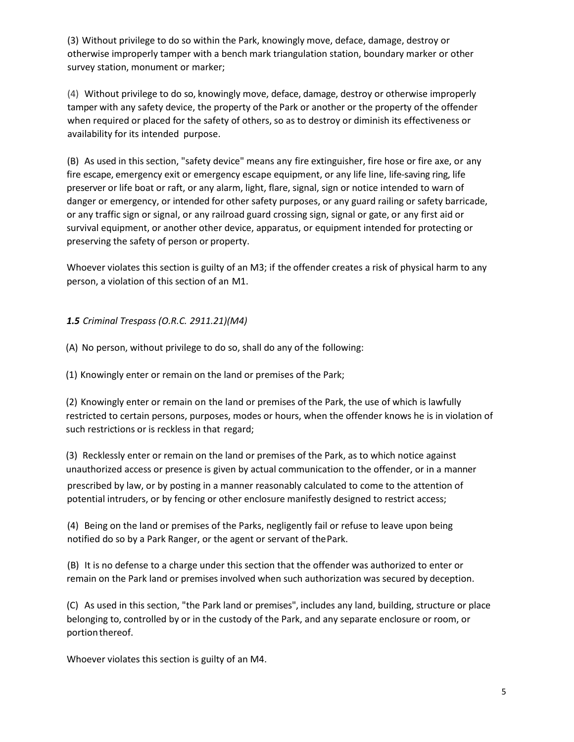(3) Without privilege to do so within the Park, knowingly move, deface, damage, destroy or otherwise improperly tamper with a bench mark triangulation station, boundary marker or other survey station, monument or marker;

(4) Without privilege to do so, knowingly move, deface, damage, destroy or otherwise improperly tamper with any safety device, the property of the Park or another or the property of the offender when required or placed for the safety of others, so as to destroy or diminish its effectiveness or availability for its intended purpose.

(B) As used in this section, "safety device" means any fire extinguisher, fire hose or fire axe, or any fire escape, emergency exit or emergency escape equipment, or any life line, life-saving ring, life preserver or life boat or raft, or any alarm, light, flare, signal, sign or notice intended to warn of danger or emergency, or intended for other safety purposes, or any guard railing or safety barricade, or any traffic sign or signal, or any railroad guard crossing sign, signal or gate, or any first aid or survival equipment, or another other device, apparatus, or equipment intended for protecting or preserving the safety of person or property.

Whoever violates this section is guilty of an M3; if the offender creates a risk of physical harm to any person, a violation of this section of an M1.

***1.5*** *Criminal Trespass (O.R.C. 2911.21)(M4)*

(A) No person, without privilege to do so, shall do any of the following:

(1) Knowingly enter or remain on the land or premises of the Park;

(2) Knowingly enter or remain on the land or premises of the Park, the use of which is lawfully restricted to certain persons, purposes, modes or hours, when the offender knows he is in violation of such restrictions or is reckless in that regard;

(3) Recklessly enter or remain on the land or premises of the Park, as to which notice against unauthorized access or presence is given by actual communication to the offender, or in a manner prescribed by law, or by posting in a manner reasonably calculated to come to the attention of potential intruders, or by fencing or other enclosure manifestly designed to restrict access;

(4) Being on the land or premises of the Parks, negligently fail or refuse to leave upon being notified do so by a Park Ranger, or the agent or servant of the Park.

(B) It is no defense to a charge under this section that the offender was authorized to enter or remain on the Park land or premises involved when such authorization was secured by deception.

(C) As used in this section, "the Park land or premises", includes any land, building, structure or place belonging to, controlled by or in the custody of the Park, and any separate enclosure or room, or portion thereof.

Whoever violates this section is guilty of an M4.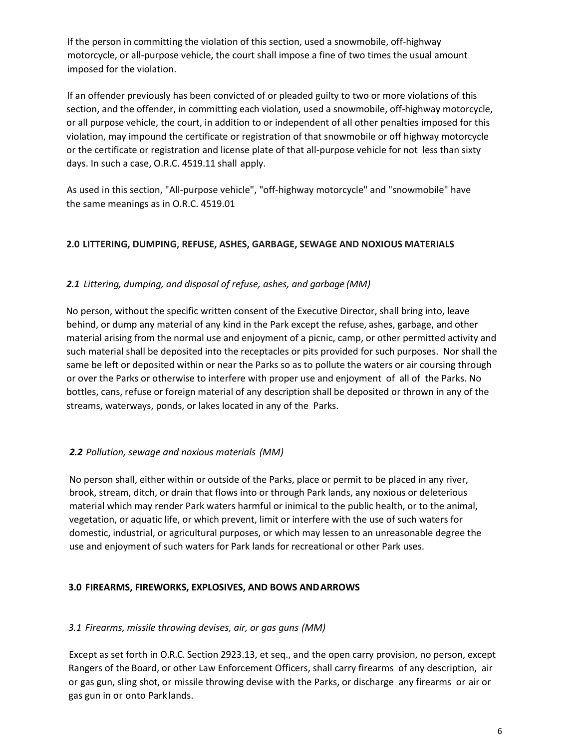If the person in committing the violation of this section, used a snowmobile, off-highway motorcycle, or all-purpose vehicle, the court shall impose a fine of two times the usual amount imposed for the violation.

If an offender previously has been convicted of or pleaded guilty to two or more violations of this section, and the offender, in committing each violation, used a snowmobile, off-highway motorcycle, or all purpose vehicle, the court, in addition to or independent of all other penalties imposed for this violation, may impound the certificate or registration of that snowmobile or off highway motorcycle or the certificate or registration and license plate of that all-purpose vehicle for not less than sixty days. In such a case, O.R.C. 4519.11 shall apply.

As used in this section, "All-purpose vehicle", "off-highway motorcycle" and "snowmobile" have the same meanings as in O.R.C. 4519.01

## 2.0 LITTERING, DUMPING, REFUSE, ASHES, GARBAGE, SEWAGE AND NOXIOUS MATERIALS

### ***2.1*** *Littering, dumping, and disposal of refuse, ashes, and garbage (MM)*

No person, without the specific written consent of the Executive Director, shall bring into, leave behind, or dump any material of any kind in the Park except the refuse, ashes, garbage, and other material arising from the normal use and enjoyment of a picnic, camp, or other permitted activity and such material shall be deposited into the receptacles or pits provided for such purposes. Nor shall the same be left or deposited within or near the Parks so as to pollute the waters or air coursing through or over the Parks or otherwise to interfere with proper use and enjoyment of all of the Parks. No bottles, cans, refuse or foreign material of any description shall be deposited or thrown in any of the streams, waterways, ponds, or lakes located in any of the Parks.

### ***2.2*** *Pollution, sewage and noxious materials (MM)*

No person shall, either within or outside of the Parks, place or permit to be placed in any river, brook, stream, ditch, or drain that flows into or through Park lands, any noxious or deleterious material which may render Park waters harmful or inimical to the public health, or to the animal, vegetation, or aquatic life, or which prevent, limit or interfere with the use of such waters for domestic, industrial, or agricultural purposes, or which may lessen to an unreasonable degree the use and enjoyment of such waters for Park lands for recreational or other Park uses.

## 3.0 FIREARMS, FIREWORKS, EXPLOSIVES, AND BOWS AND ARROWS

### *3.1 Firearms, missile throwing devises, air, or gas guns (MM)*

Except as set forth in O.R.C. Section 2923.13, et seq., and the open carry provision, no person, except Rangers of the Board, or other Law Enforcement Officers, shall carry firearms of any description, air or gas gun, sling shot, or missile throwing devise with the Parks, or discharge any firearms or air or gas gun in or onto Park lands.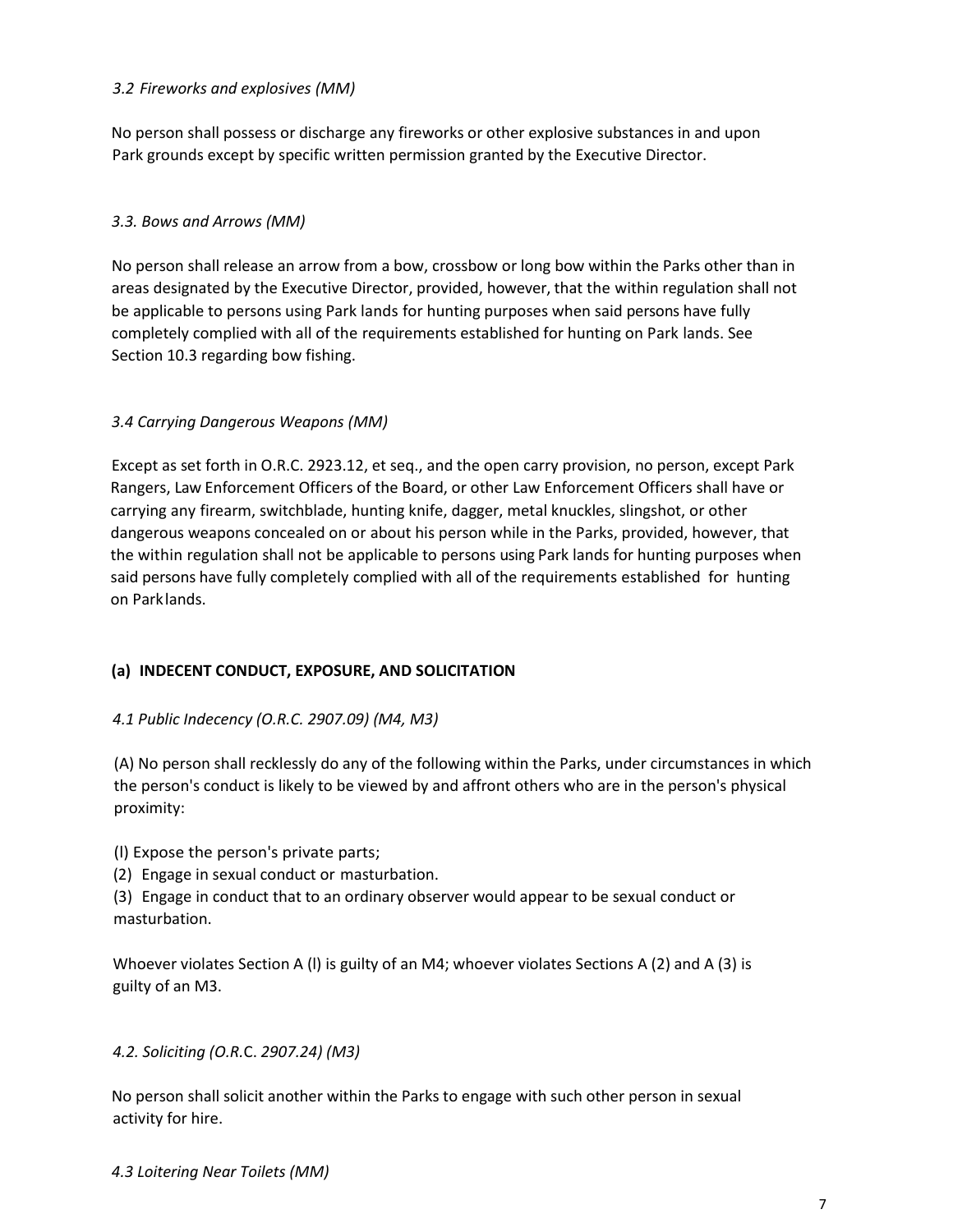*3.2 Fireworks and explosives (MM)*

No person shall possess or discharge any fireworks or other explosive substances in and upon Park grounds except by specific written permission granted by the Executive Director.

*3.3. Bows and Arrows (MM)*

No person shall release an arrow from a bow, crossbow or long bow within the Parks other than in areas designated by the Executive Director, provided, however, that the within regulation shall not be applicable to persons using Park lands for hunting purposes when said persons have fully completely complied with all of the requirements established for hunting on Park lands. See Section 10.3 regarding bow fishing.

*3.4 Carrying Dangerous Weapons (MM)*

Except as set forth in O.R.C. 2923.12, et seq., and the open carry provision, no person, except Park Rangers, Law Enforcement Officers of the Board, or other Law Enforcement Officers shall have or carrying any firearm, switchblade, hunting knife, dagger, metal knuckles, slingshot, or other dangerous weapons concealed on or about his person while in the Parks, provided, however, that the within regulation shall not be applicable to persons using Park lands for hunting purposes when said persons have fully completely complied with all of the requirements established for hunting on Park lands.

**(a) INDECENT CONDUCT, EXPOSURE, AND SOLICITATION**

*4.1 Public Indecency (O.R.C. 2907.09) (M4, M3)*

(A) No person shall recklessly do any of the following within the Parks, under circumstances in which the person's conduct is likely to be viewed by and affront others who are in the person's physical proximity:

(l) Expose the person's private parts;
(2) Engage in sexual conduct or masturbation.
(3) Engage in conduct that to an ordinary observer would appear to be sexual conduct or masturbation.

Whoever violates Section A (l) is guilty of an M4; whoever violates Sections A (2) and A (3) is guilty of an M3.

*4.2. Soliciting (O.R.C. 2907.24) (M3)*

No person shall solicit another within the Parks to engage with such other person in sexual activity for hire.

*4.3 Loitering Near Toilets (MM)*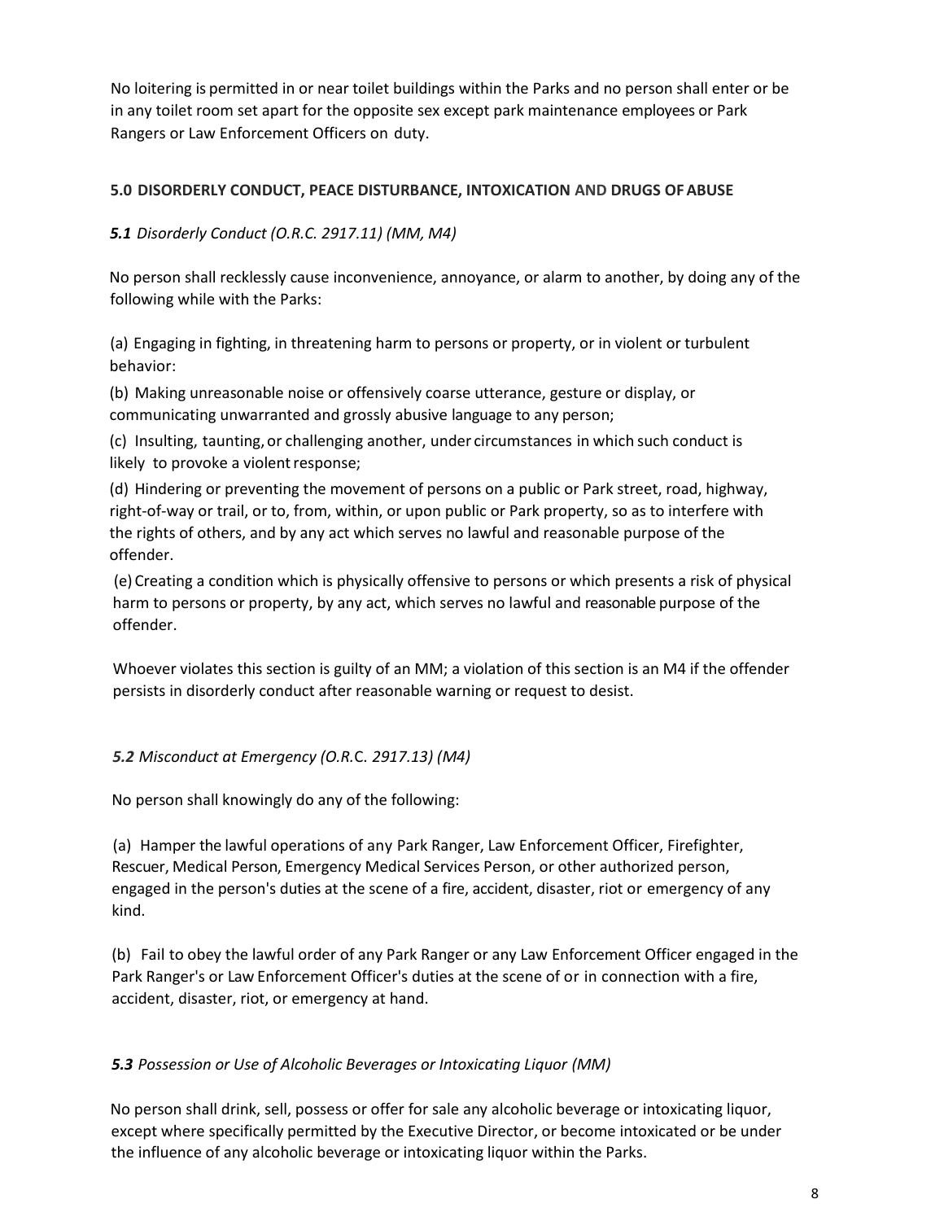No loitering is permitted in or near toilet buildings within the Parks and no person shall enter or be in any toilet room set apart for the opposite sex except park maintenance employees or Park Rangers or Law Enforcement Officers on duty.

## 5.0 DISORDERLY CONDUCT, PEACE DISTURBANCE, INTOXICATION AND DRUGS OF ABUSE

### ***5.1*** *Disorderly Conduct (O.R.C. 2917.11) (MM, M4)*

No person shall recklessly cause inconvenience, annoyance, or alarm to another, by doing any of the following while with the Parks:

(a) Engaging in fighting, in threatening harm to persons or property, or in violent or turbulent behavior:

(b) Making unreasonable noise or offensively coarse utterance, gesture or display, or communicating unwarranted and grossly abusive language to any person;

(c) Insulting, taunting, or challenging another, under circumstances in which such conduct is likely to provoke a violent response;

(d) Hindering or preventing the movement of persons on a public or Park street, road, highway, right-of-way or trail, or to, from, within, or upon public or Park property, so as to interfere with the rights of others, and by any act which serves no lawful and reasonable purpose of the offender.

(e) Creating a condition which is physically offensive to persons or which presents a risk of physical harm to persons or property, by any act, which serves no lawful and reasonable purpose of the offender.

Whoever violates this section is guilty of an MM; a violation of this section is an M4 if the offender persists in disorderly conduct after reasonable warning or request to desist.

### ***5.2*** *Misconduct at Emergency (O.R.C. 2917.13) (M4)*

No person shall knowingly do any of the following:

(a) Hamper the lawful operations of any Park Ranger, Law Enforcement Officer, Firefighter, Rescuer, Medical Person, Emergency Medical Services Person, or other authorized person, engaged in the person's duties at the scene of a fire, accident, disaster, riot or emergency of any kind.

(b) Fail to obey the lawful order of any Park Ranger or any Law Enforcement Officer engaged in the Park Ranger's or Law Enforcement Officer's duties at the scene of or in connection with a fire, accident, disaster, riot, or emergency at hand.

### ***5.3*** *Possession or Use of Alcoholic Beverages or Intoxicating Liquor (MM)*

No person shall drink, sell, possess or offer for sale any alcoholic beverage or intoxicating liquor, except where specifically permitted by the Executive Director, or become intoxicated or be under the influence of any alcoholic beverage or intoxicating liquor within the Parks.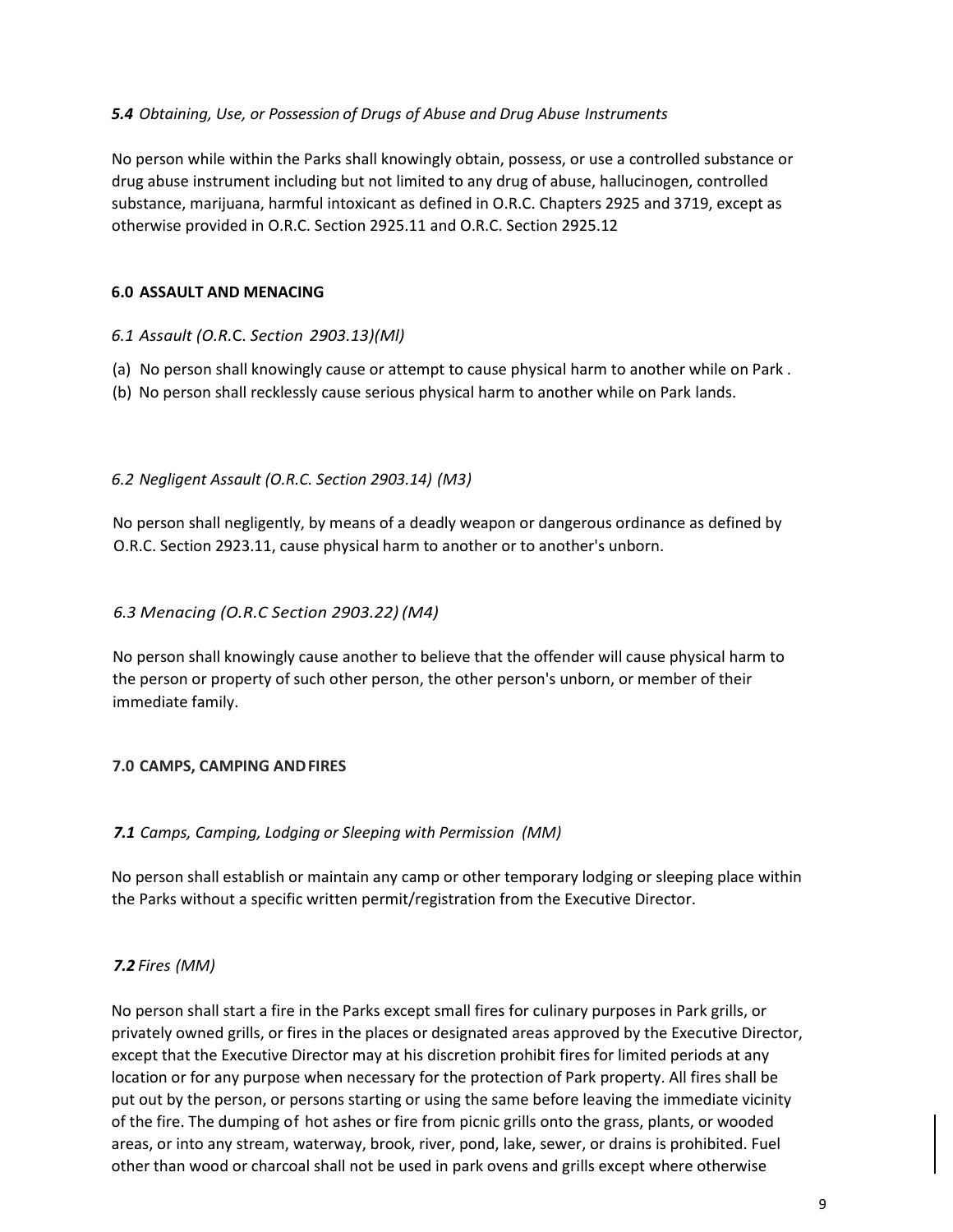***5.4*** *Obtaining, Use, or Possession of Drugs of Abuse and Drug Abuse Instruments*

No person while within the Parks shall knowingly obtain, possess, or use a controlled substance or drug abuse instrument including but not limited to any drug of abuse, hallucinogen, controlled substance, marijuana, harmful intoxicant as defined in O.R.C. Chapters 2925 and 3719, except as otherwise provided in O.R.C. Section 2925.11 and O.R.C. Section 2925.12

## 6.0 ASSAULT AND MENACING

*6.1 Assault (O.R.C. Section 2903.13)(Ml)*

(a) No person shall knowingly cause or attempt to cause physical harm to another while on Park .
(b) No person shall recklessly cause serious physical harm to another while on Park lands.

*6.2 Negligent Assault (O.R.C. Section 2903.14) (M3)*

No person shall negligently, by means of a deadly weapon or dangerous ordinance as defined by O.R.C. Section 2923.11, cause physical harm to another or to another's unborn.

*6.3 Menacing (O.R.C Section 2903.22) (M4)*

No person shall knowingly cause another to believe that the offender will cause physical harm to the person or property of such other person, the other person's unborn, or member of their immediate family.

## 7.0 CAMPS, CAMPING AND FIRES

***7.1*** *Camps, Camping, Lodging or Sleeping with Permission (MM)*

No person shall establish or maintain any camp or other temporary lodging or sleeping place within the Parks without a specific written permit/registration from the Executive Director.

***7.2*** *Fires (MM)*

No person shall start a fire in the Parks except small fires for culinary purposes in Park grills, or privately owned grills, or fires in the places or designated areas approved by the Executive Director, except that the Executive Director may at his discretion prohibit fires for limited periods at any location or for any purpose when necessary for the protection of Park property. All fires shall be put out by the person, or persons starting or using the same before leaving the immediate vicinity of the fire. The dumping of hot ashes or fire from picnic grills onto the grass, plants, or wooded areas, or into any stream, waterway, brook, river, pond, lake, sewer, or drains is prohibited. Fuel other than wood or charcoal shall not be used in park ovens and grills except where otherwise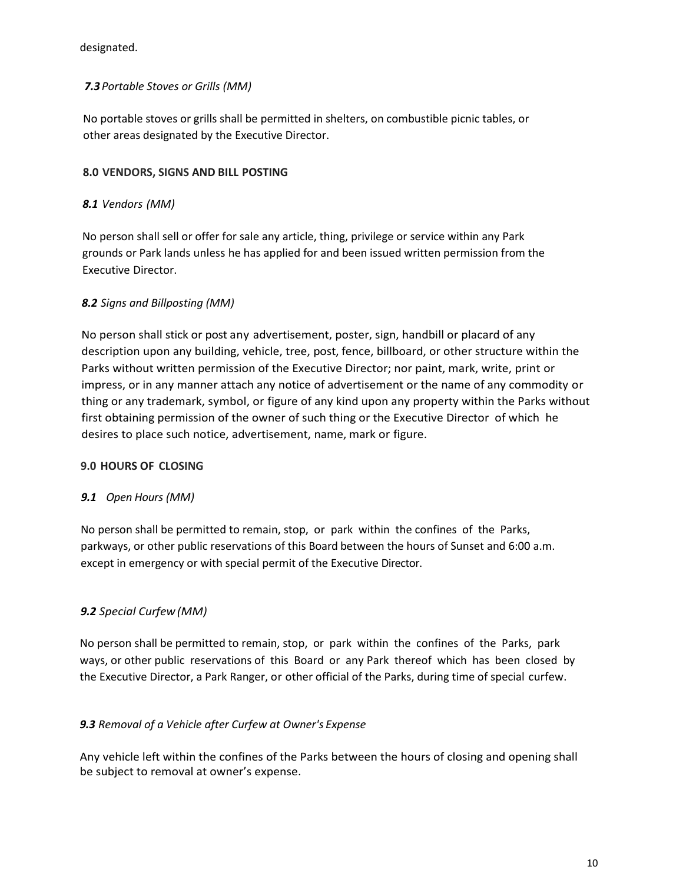designated.

***7.3*** *Portable Stoves or Grills (MM)*

No portable stoves or grills shall be permitted in shelters, on combustible picnic tables, or other areas designated by the Executive Director.

**8.0 VENDORS, SIGNS AND BILL POSTING**

***8.1*** *Vendors (MM)*

No person shall sell or offer for sale any article, thing, privilege or service within any Park grounds or Park lands unless he has applied for and been issued written permission from the Executive Director.

***8.2*** *Signs and Billposting (MM)*

No person shall stick or post any advertisement, poster, sign, handbill or placard of any description upon any building, vehicle, tree, post, fence, billboard, or other structure within the Parks without written permission of the Executive Director; nor paint, mark, write, print or impress, or in any manner attach any notice of advertisement or the name of any commodity or thing or any trademark, symbol, or figure of any kind upon any property within the Parks without first obtaining permission of the owner of such thing or the Executive Director of which he desires to place such notice, advertisement, name, mark or figure.

**9.0 HOURS OF CLOSING**

***9.1*** *Open Hours (MM)*

No person shall be permitted to remain, stop, or park within the confines of the Parks, parkways, or other public reservations of this Board between the hours of Sunset and 6:00 a.m. except in emergency or with special permit of the Executive Director.

***9.2*** *Special Curfew (MM)*

No person shall be permitted to remain, stop, or park within the confines of the Parks, park ways, or other public reservations of this Board or any Park thereof which has been closed by the Executive Director, a Park Ranger, or other official of the Parks, during time of special curfew.

***9.3*** *Removal of a Vehicle after Curfew at Owner's Expense*

Any vehicle left within the confines of the Parks between the hours of closing and opening shall be subject to removal at owner's expense.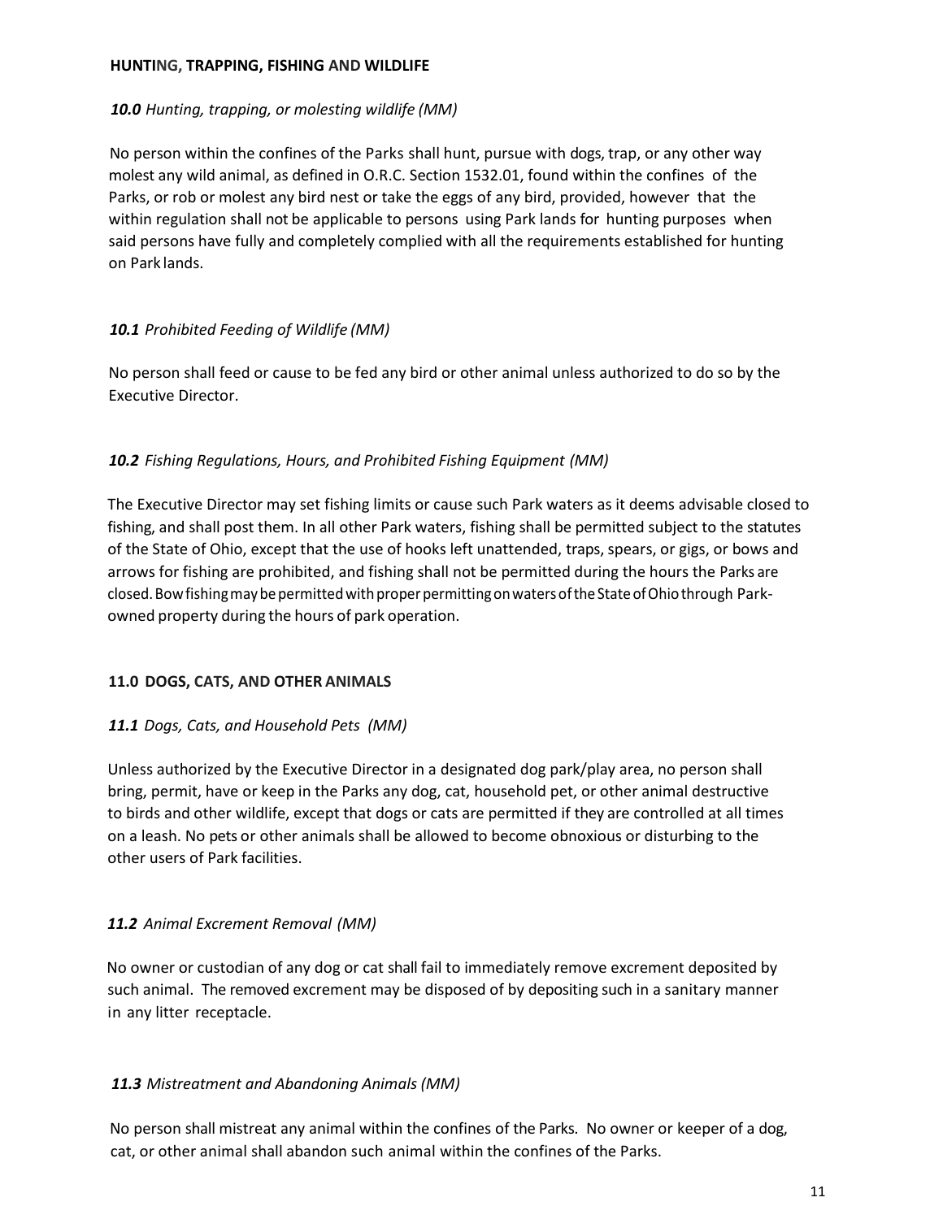## HUNTING, TRAPPING, FISHING AND WILDLIFE

***10.0*** *Hunting, trapping, or molesting wildlife (MM)*

No person within the confines of the Parks shall hunt, pursue with dogs, trap, or any other way molest any wild animal, as defined in O.R.C. Section 1532.01, found within the confines of the Parks, or rob or molest any bird nest or take the eggs of any bird, provided, however that the within regulation shall not be applicable to persons using Park lands for hunting purposes when said persons have fully and completely complied with all the requirements established for hunting on Park lands.

***10.1*** *Prohibited Feeding of Wildlife (MM)*

No person shall feed or cause to be fed any bird or other animal unless authorized to do so by the Executive Director.

***10.2*** *Fishing Regulations, Hours, and Prohibited Fishing Equipment (MM)*

The Executive Director may set fishing limits or cause such Park waters as it deems advisable closed to fishing, and shall post them. In all other Park waters, fishing shall be permitted subject to the statutes of the State of Ohio, except that the use of hooks left unattended, traps, spears, or gigs, or bows and arrows for fishing are prohibited, and fishing shall not be permitted during the hours the Parks are closed. Bowfishing may be permitted with proper permitting on waters of the State of Ohio through Park-owned property during the hours of park operation.

## 11.0 DOGS, CATS, AND OTHER ANIMALS

***11.1*** *Dogs, Cats, and Household Pets (MM)*

Unless authorized by the Executive Director in a designated dog park/play area, no person shall bring, permit, have or keep in the Parks any dog, cat, household pet, or other animal destructive to birds and other wildlife, except that dogs or cats are permitted if they are controlled at all times on a leash. No pets or other animals shall be allowed to become obnoxious or disturbing to the other users of Park facilities.

***11.2*** *Animal Excrement Removal (MM)*

No owner or custodian of any dog or cat shall fail to immediately remove excrement deposited by such animal. The removed excrement may be disposed of by depositing such in a sanitary manner in any litter receptacle.

***11.3*** *Mistreatment and Abandoning Animals (MM)*

No person shall mistreat any animal within the confines of the Parks. No owner or keeper of a dog, cat, or other animal shall abandon such animal within the confines of the Parks.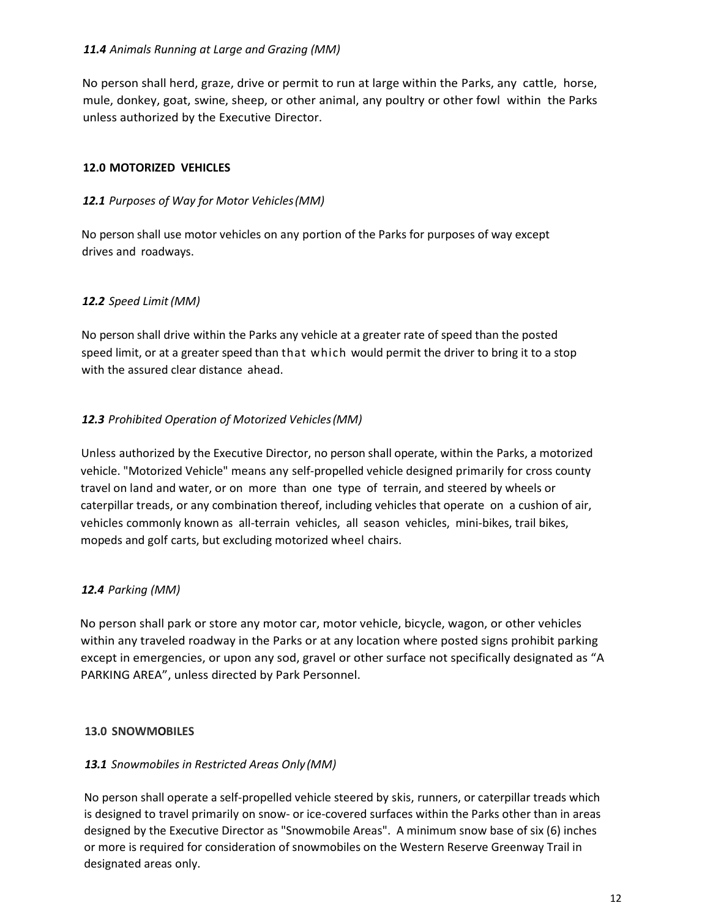*11.4 Animals Running at Large and Grazing (MM)*

No person shall herd, graze, drive or permit to run at large within the Parks, any cattle, horse, mule, donkey, goat, swine, sheep, or other animal, any poultry or other fowl within the Parks unless authorized by the Executive Director.

## 12.0 MOTORIZED VEHICLES

*12.1 Purposes of Way for Motor Vehicles (MM)*

No person shall use motor vehicles on any portion of the Parks for purposes of way except drives and roadways.

*12.2 Speed Limit (MM)*

No person shall drive within the Parks any vehicle at a greater rate of speed than the posted speed limit, or at a greater speed than that which would permit the driver to bring it to a stop with the assured clear distance ahead.

*12.3 Prohibited Operation of Motorized Vehicles (MM)*

Unless authorized by the Executive Director, no person shall operate, within the Parks, a motorized vehicle. "Motorized Vehicle" means any self-propelled vehicle designed primarily for cross county travel on land and water, or on more than one type of terrain, and steered by wheels or caterpillar treads, or any combination thereof, including vehicles that operate on a cushion of air, vehicles commonly known as all-terrain vehicles, all season vehicles, mini-bikes, trail bikes, mopeds and golf carts, but excluding motorized wheel chairs.

*12.4 Parking (MM)*

No person shall park or store any motor car, motor vehicle, bicycle, wagon, or other vehicles within any traveled roadway in the Parks or at any location where posted signs prohibit parking except in emergencies, or upon any sod, gravel or other surface not specifically designated as "A PARKING AREA", unless directed by Park Personnel.

## 13.0 SNOWMOBILES

*13.1 Snowmobiles in Restricted Areas Only (MM)*

No person shall operate a self-propelled vehicle steered by skis, runners, or caterpillar treads which is designed to travel primarily on snow- or ice-covered surfaces within the Parks other than in areas designed by the Executive Director as "Snowmobile Areas". A minimum snow base of six (6) inches or more is required for consideration of snowmobiles on the Western Reserve Greenway Trail in designated areas only.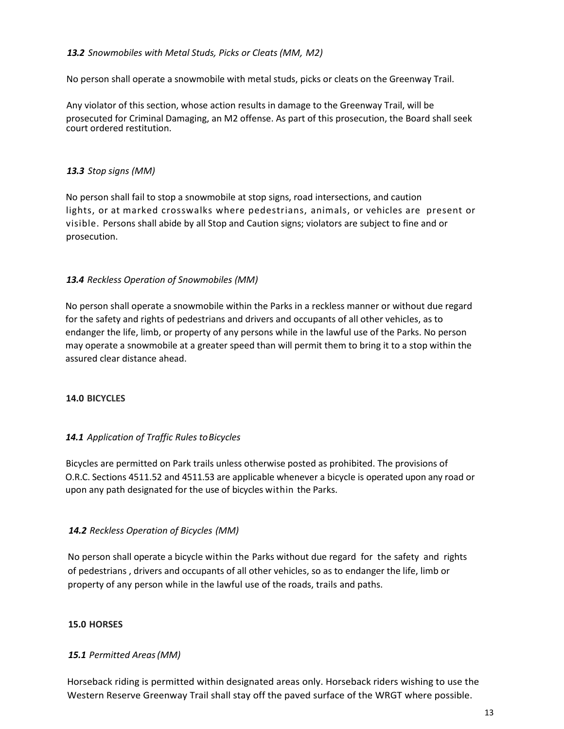***13.2** Snowmobiles with Metal Studs, Picks or Cleats (MM, M2)*

No person shall operate a snowmobile with metal studs, picks or cleats on the Greenway Trail.

Any violator of this section, whose action results in damage to the Greenway Trail, will be prosecuted for Criminal Damaging, an M2 offense. As part of this prosecution, the Board shall seek court ordered restitution.

***13.3** Stop signs (MM)*

No person shall fail to stop a snowmobile at stop signs, road intersections, and caution lights, or at marked crosswalks where pedestrians, animals, or vehicles are present or visible. Persons shall abide by all Stop and Caution signs; violators are subject to fine and or prosecution.

***13.4** Reckless Operation of Snowmobiles (MM)*

No person shall operate a snowmobile within the Parks in a reckless manner or without due regard for the safety and rights of pedestrians and drivers and occupants of all other vehicles, as to endanger the life, limb, or property of any persons while in the lawful use of the Parks. No person may operate a snowmobile at a greater speed than will permit them to bring it to a stop within the assured clear distance ahead.

**14.0 BICYCLES**

***14.1** Application of Traffic Rules to Bicycles*

Bicycles are permitted on Park trails unless otherwise posted as prohibited. The provisions of O.R.C. Sections 4511.52 and 4511.53 are applicable whenever a bicycle is operated upon any road or upon any path designated for the use of bicycles within the Parks.

***14.2** Reckless Operation of Bicycles (MM)*

No person shall operate a bicycle within the Parks without due regard for the safety and rights of pedestrians , drivers and occupants of all other vehicles, so as to endanger the life, limb or property of any person while in the lawful use of the roads, trails and paths.

**15.0 HORSES**

***15.1** Permitted Areas (MM)*

Horseback riding is permitted within designated areas only. Horseback riders wishing to use the Western Reserve Greenway Trail shall stay off the paved surface of the WRGT where possible.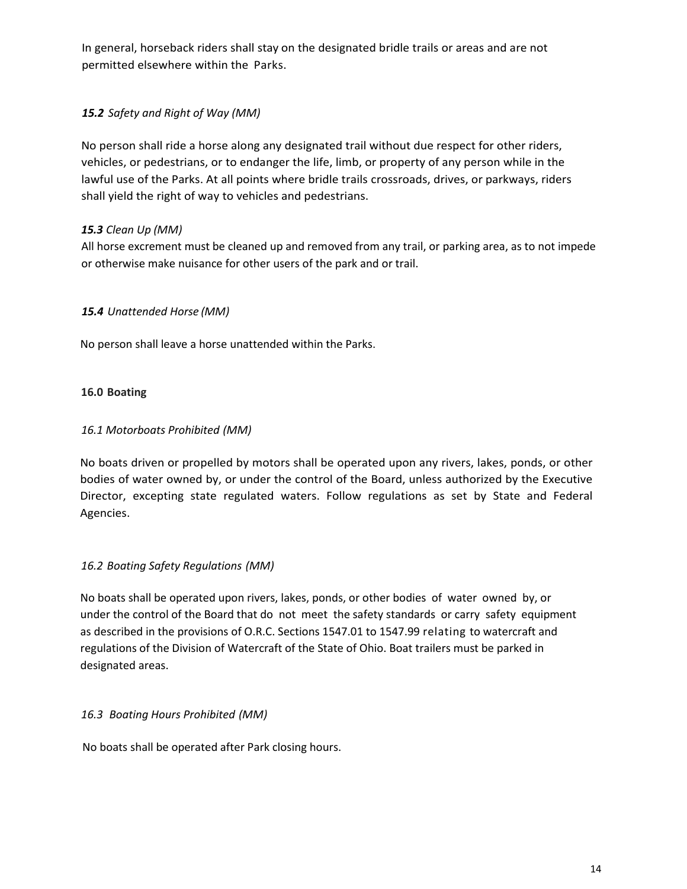In general, horseback riders shall stay on the designated bridle trails or areas and are not permitted elsewhere within the Parks.

***15.2** Safety and Right of Way (MM)*

No person shall ride a horse along any designated trail without due respect for other riders, vehicles, or pedestrians, or to endanger the life, limb, or property of any person while in the lawful use of the Parks. At all points where bridle trails crossroads, drives, or parkways, riders shall yield the right of way to vehicles and pedestrians.

***15.3** Clean Up (MM)*

All horse excrement must be cleaned up and removed from any trail, or parking area, as to not impede or otherwise make nuisance for other users of the park and or trail.

***15.4** Unattended Horse (MM)*

No person shall leave a horse unattended within the Parks.

**16.0 Boating**

*16.1 Motorboats Prohibited (MM)*

No boats driven or propelled by motors shall be operated upon any rivers, lakes, ponds, or other bodies of water owned by, or under the control of the Board, unless authorized by the Executive Director, excepting state regulated waters. Follow regulations as set by State and Federal Agencies.

*16.2 Boating Safety Regulations (MM)*

No boats shall be operated upon rivers, lakes, ponds, or other bodies of water owned by, or under the control of the Board that do not meet the safety standards or carry safety equipment as described in the provisions of O.R.C. Sections 1547.01 to 1547.99 relating to watercraft and regulations of the Division of Watercraft of the State of Ohio. Boat trailers must be parked in designated areas.

*16.3 Boating Hours Prohibited (MM)*

No boats shall be operated after Park closing hours.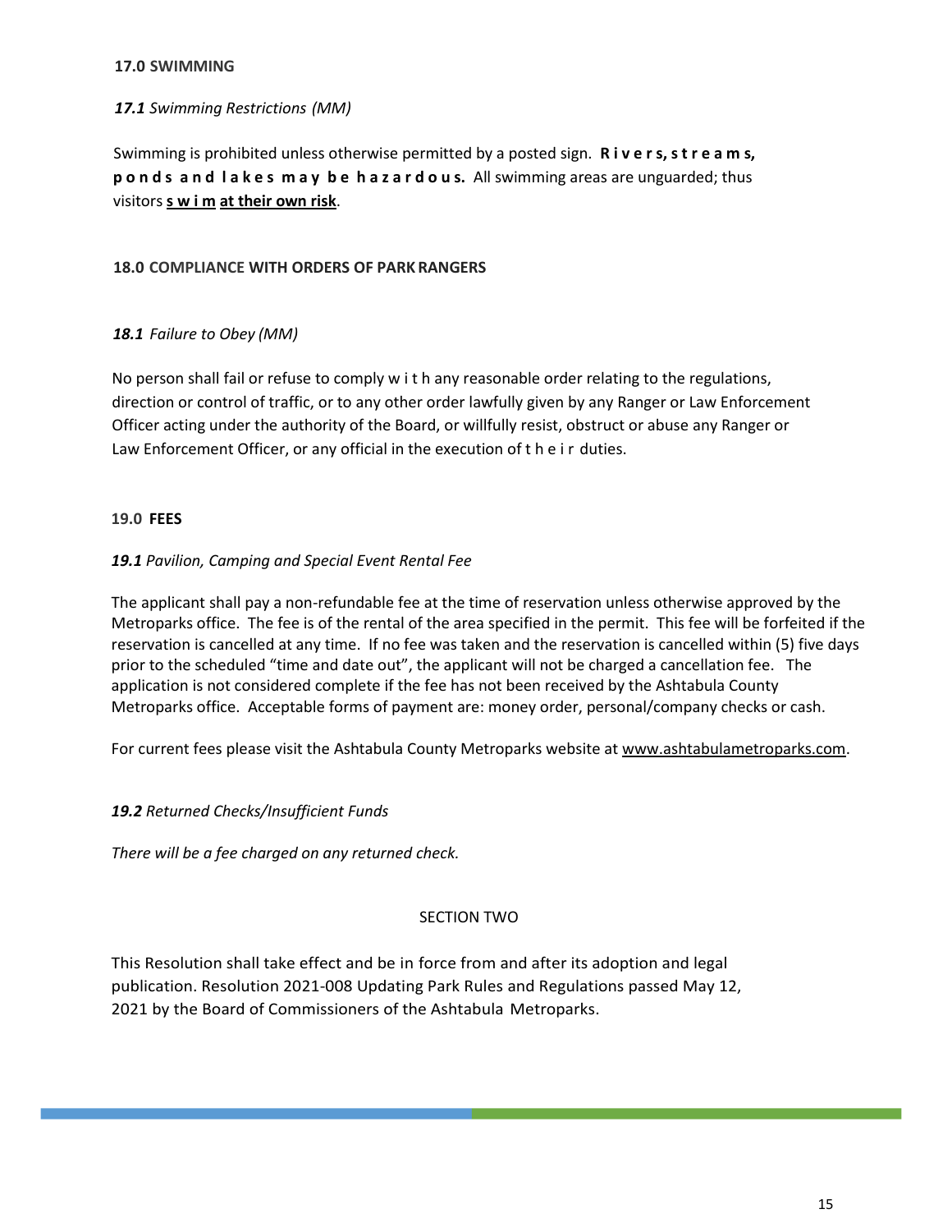## 17.0 SWIMMING

***17.1** Swimming Restrictions (MM)*

Swimming is prohibited unless otherwise permitted by a posted sign. **Rivers, streams, ponds and lakes may be hazardous.** All swimming areas are unguarded; thus visitors **swim at their own risk**.

## 18.0 COMPLIANCE WITH ORDERS OF PARK RANGERS

***18.1** Failure to Obey (MM)*

No person shall fail or refuse to comply with any reasonable order relating to the regulations, direction or control of traffic, or to any other order lawfully given by any Ranger or Law Enforcement Officer acting under the authority of the Board, or willfully resist, obstruct or abuse any Ranger or Law Enforcement Officer, or any official in the execution of their duties.

## 19.0 FEES

***19.1** Pavilion, Camping and Special Event Rental Fee*

The applicant shall pay a non-refundable fee at the time of reservation unless otherwise approved by the Metroparks office. The fee is of the rental of the area specified in the permit. This fee will be forfeited if the reservation is cancelled at any time. If no fee was taken and the reservation is cancelled within (5) five days prior to the scheduled "time and date out", the applicant will not be charged a cancellation fee. The application is not considered complete if the fee has not been received by the Ashtabula County Metroparks office. Acceptable forms of payment are: money order, personal/company checks or cash.

For current fees please visit the Ashtabula County Metroparks website at www.ashtabulametroparks.com.

***19.2** Returned Checks/Insufficient Funds*

*There will be a fee charged on any returned check.*

SECTION TWO

This Resolution shall take effect and be in force from and after its adoption and legal publication. Resolution 2021-008 Updating Park Rules and Regulations passed May 12, 2021 by the Board of Commissioners of the Ashtabula Metroparks.